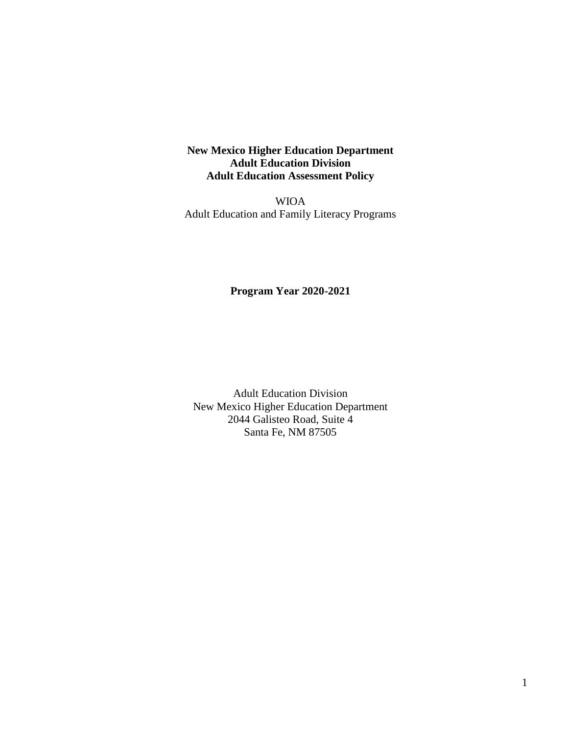**New Mexico Higher Education Department**
**Adult Education Division**
**Adult Education Assessment Policy**

WIOA
Adult Education and Family Literacy Programs

**Program Year 2020-2021**

Adult Education Division
New Mexico Higher Education Department
2044 Galisteo Road, Suite 4
Santa Fe, NM 87505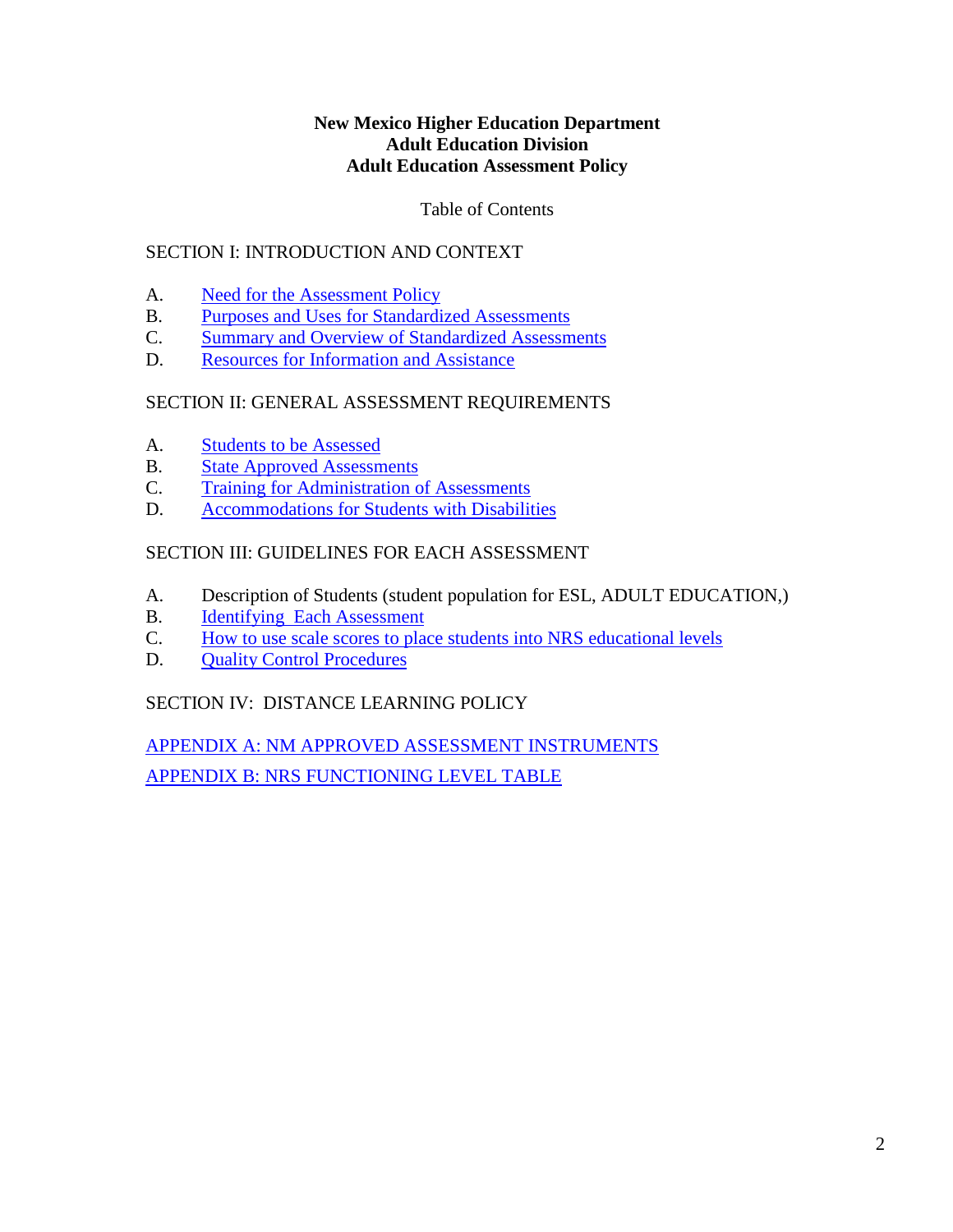**New Mexico Higher Education Department**
**Adult Education Division**
**Adult Education Assessment Policy**

Table of Contents

SECTION I: INTRODUCTION AND CONTEXT

A. Need for the Assessment Policy
B. Purposes and Uses for Standardized Assessments
C. Summary and Overview of Standardized Assessments
D. Resources for Information and Assistance

SECTION II: GENERAL ASSESSMENT REQUIREMENTS

A. Students to be Assessed
B. State Approved Assessments
C. Training for Administration of Assessments
D. Accommodations for Students with Disabilities

SECTION III: GUIDELINES FOR EACH ASSESSMENT

A. Description of Students (student population for ESL, ADULT EDUCATION,)
B. Identifying Each Assessment
C. How to use scale scores to place students into NRS educational levels
D. Quality Control Procedures

SECTION IV: DISTANCE LEARNING POLICY

APPENDIX A: NM APPROVED ASSESSMENT INSTRUMENTS

APPENDIX B: NRS FUNCTIONING LEVEL TABLE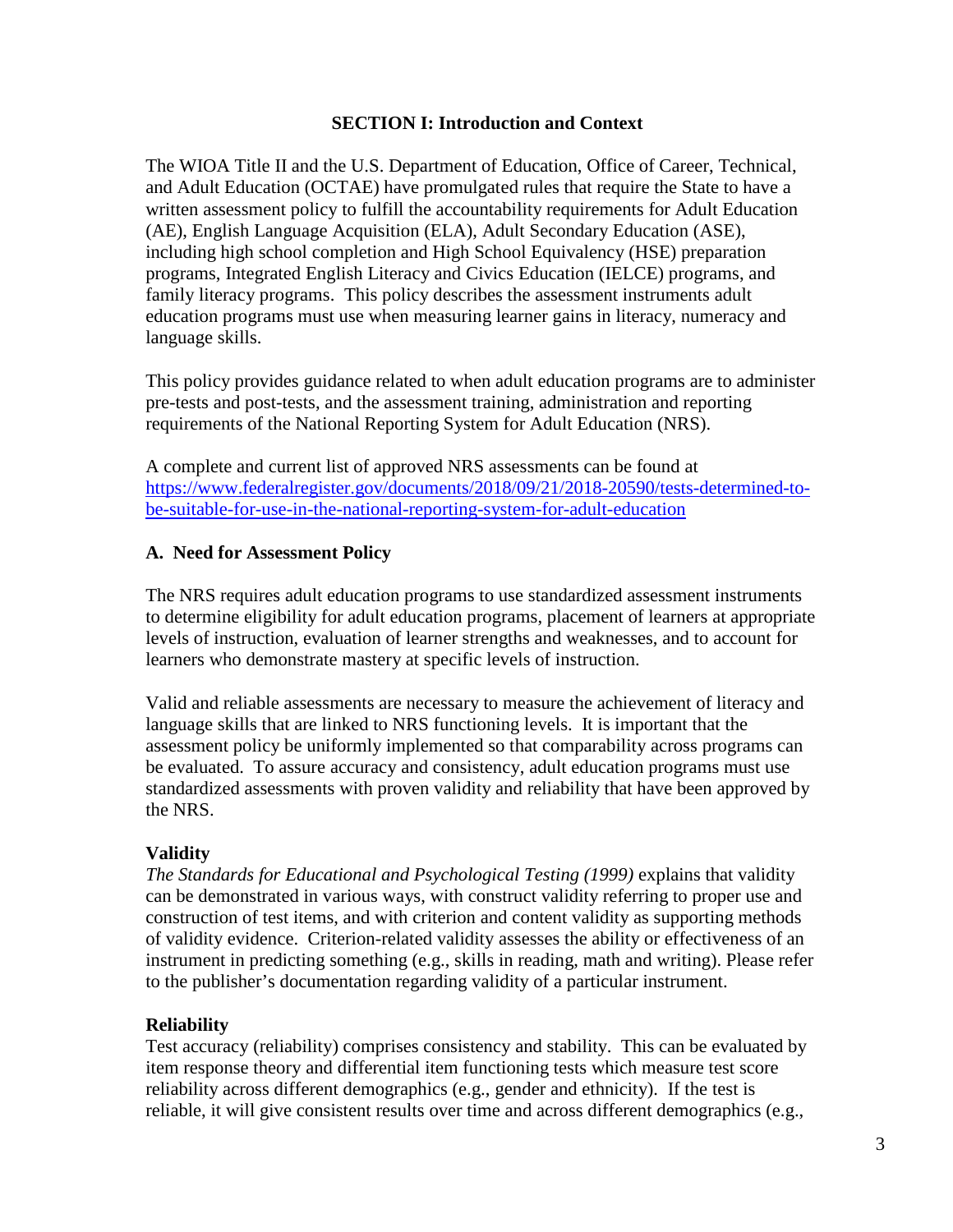## SECTION I: Introduction and Context

The WIOA Title II and the U.S. Department of Education, Office of Career, Technical, and Adult Education (OCTAE) have promulgated rules that require the State to have a written assessment policy to fulfill the accountability requirements for Adult Education (AE), English Language Acquisition (ELA), Adult Secondary Education (ASE), including high school completion and High School Equivalency (HSE) preparation programs, Integrated English Literacy and Civics Education (IELCE) programs, and family literacy programs. This policy describes the assessment instruments adult education programs must use when measuring learner gains in literacy, numeracy and language skills.

This policy provides guidance related to when adult education programs are to administer pre-tests and post-tests, and the assessment training, administration and reporting requirements of the National Reporting System for Adult Education (NRS).

A complete and current list of approved NRS assessments can be found at [https://www.federalregister.gov/documents/2018/09/21/2018-20590/tests-determined-to-be-suitable-for-use-in-the-national-reporting-system-for-adult-education](https://www.federalregister.gov/documents/2018/09/21/2018-20590/tests-determined-to-be-suitable-for-use-in-the-national-reporting-system-for-adult-education)

### A. Need for Assessment Policy

The NRS requires adult education programs to use standardized assessment instruments to determine eligibility for adult education programs, placement of learners at appropriate levels of instruction, evaluation of learner strengths and weaknesses, and to account for learners who demonstrate mastery at specific levels of instruction.

Valid and reliable assessments are necessary to measure the achievement of literacy and language skills that are linked to NRS functioning levels. It is important that the assessment policy be uniformly implemented so that comparability across programs can be evaluated. To assure accuracy and consistency, adult education programs must use standardized assessments with proven validity and reliability that have been approved by the NRS.

**Validity**

*The Standards for Educational and Psychological Testing (1999)* explains that validity can be demonstrated in various ways, with construct validity referring to proper use and construction of test items, and with criterion and content validity as supporting methods of validity evidence. Criterion-related validity assesses the ability or effectiveness of an instrument in predicting something (e.g., skills in reading, math and writing). Please refer to the publisher's documentation regarding validity of a particular instrument.

**Reliability**

Test accuracy (reliability) comprises consistency and stability. This can be evaluated by item response theory and differential item functioning tests which measure test score reliability across different demographics (e.g., gender and ethnicity). If the test is reliable, it will give consistent results over time and across different demographics (e.g.,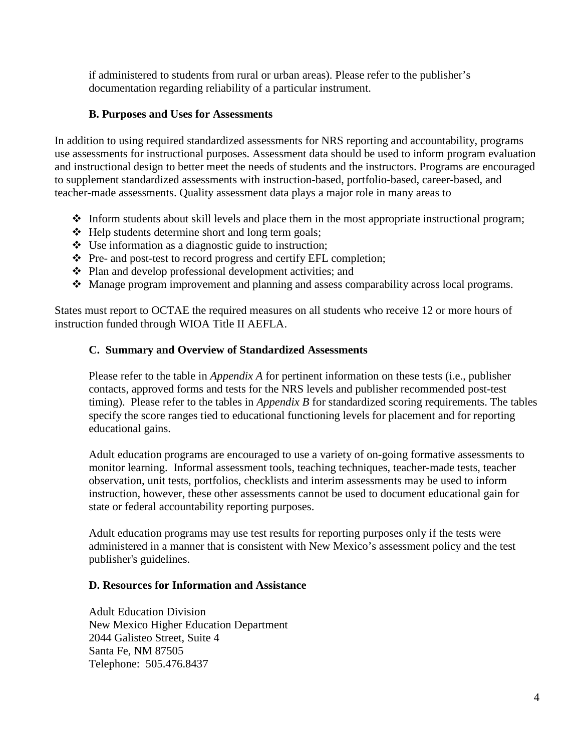if administered to students from rural or urban areas). Please refer to the publisher's documentation regarding reliability of a particular instrument.

### B. Purposes and Uses for Assessments

In addition to using required standardized assessments for NRS reporting and accountability, programs use assessments for instructional purposes. Assessment data should be used to inform program evaluation and instructional design to better meet the needs of students and the instructors. Programs are encouraged to supplement standardized assessments with instruction-based, portfolio-based, career-based, and teacher-made assessments. Quality assessment data plays a major role in many areas to

- Inform students about skill levels and place them in the most appropriate instructional program;
- Help students determine short and long term goals;
- Use information as a diagnostic guide to instruction;
- Pre- and post-test to record progress and certify EFL completion;
- Plan and develop professional development activities; and
- Manage program improvement and planning and assess comparability across local programs.

States must report to OCTAE the required measures on all students who receive 12 or more hours of instruction funded through WIOA Title II AEFLA.

### C. Summary and Overview of Standardized Assessments

Please refer to the table in *Appendix A* for pertinent information on these tests (i.e., publisher contacts, approved forms and tests for the NRS levels and publisher recommended post-test timing). Please refer to the tables in *Appendix B* for standardized scoring requirements. The tables specify the score ranges tied to educational functioning levels for placement and for reporting educational gains.

Adult education programs are encouraged to use a variety of on-going formative assessments to monitor learning. Informal assessment tools, teaching techniques, teacher-made tests, teacher observation, unit tests, portfolios, checklists and interim assessments may be used to inform instruction, however, these other assessments cannot be used to document educational gain for state or federal accountability reporting purposes.

Adult education programs may use test results for reporting purposes only if the tests were administered in a manner that is consistent with New Mexico's assessment policy and the test publisher's guidelines.

### D. Resources for Information and Assistance

Adult Education Division
New Mexico Higher Education Department
2044 Galisteo Street, Suite 4
Santa Fe, NM 87505
Telephone: 505.476.8437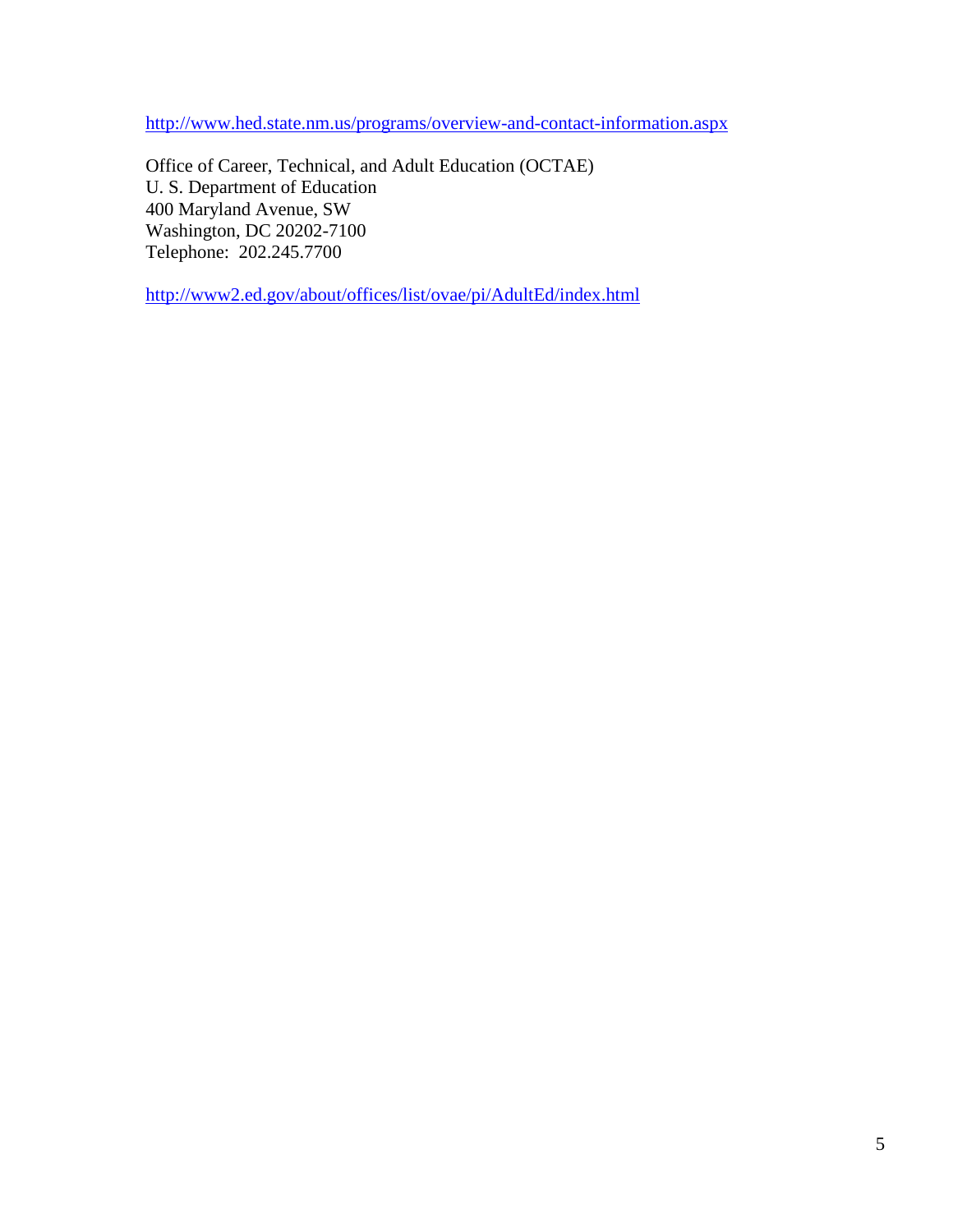http://www.hed.state.nm.us/programs/overview-and-contact-information.aspx

Office of Career, Technical, and Adult Education (OCTAE)
U. S. Department of Education
400 Maryland Avenue, SW
Washington, DC 20202-7100
Telephone: 202.245.7700

http://www2.ed.gov/about/offices/list/ovae/pi/AdultEd/index.html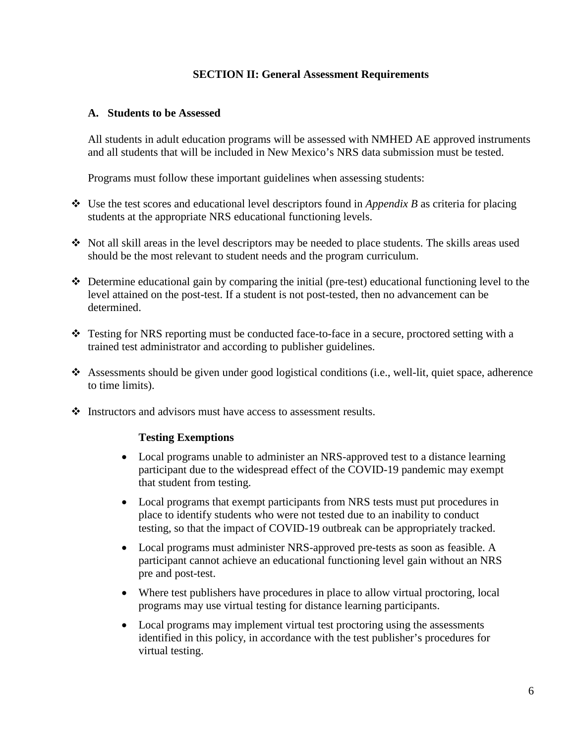## SECTION II: General Assessment Requirements

### A. Students to be Assessed

All students in adult education programs will be assessed with NMHED AE approved instruments and all students that will be included in New Mexico's NRS data submission must be tested.

Programs must follow these important guidelines when assessing students:

- Use the test scores and educational level descriptors found in *Appendix B* as criteria for placing students at the appropriate NRS educational functioning levels.
- Not all skill areas in the level descriptors may be needed to place students. The skills areas used should be the most relevant to student needs and the program curriculum.
- Determine educational gain by comparing the initial (pre-test) educational functioning level to the level attained on the post-test. If a student is not post-tested, then no advancement can be determined.
- Testing for NRS reporting must be conducted face-to-face in a secure, proctored setting with a trained test administrator and according to publisher guidelines.
- Assessments should be given under good logistical conditions (i.e., well-lit, quiet space, adherence to time limits).
- Instructors and advisors must have access to assessment results.

#### Testing Exemptions

- Local programs unable to administer an NRS-approved test to a distance learning participant due to the widespread effect of the COVID-19 pandemic may exempt that student from testing.
- Local programs that exempt participants from NRS tests must put procedures in place to identify students who were not tested due to an inability to conduct testing, so that the impact of COVID-19 outbreak can be appropriately tracked.
- Local programs must administer NRS-approved pre-tests as soon as feasible. A participant cannot achieve an educational functioning level gain without an NRS pre and post-test.
- Where test publishers have procedures in place to allow virtual proctoring, local programs may use virtual testing for distance learning participants.
- Local programs may implement virtual test proctoring using the assessments identified in this policy, in accordance with the test publisher's procedures for virtual testing.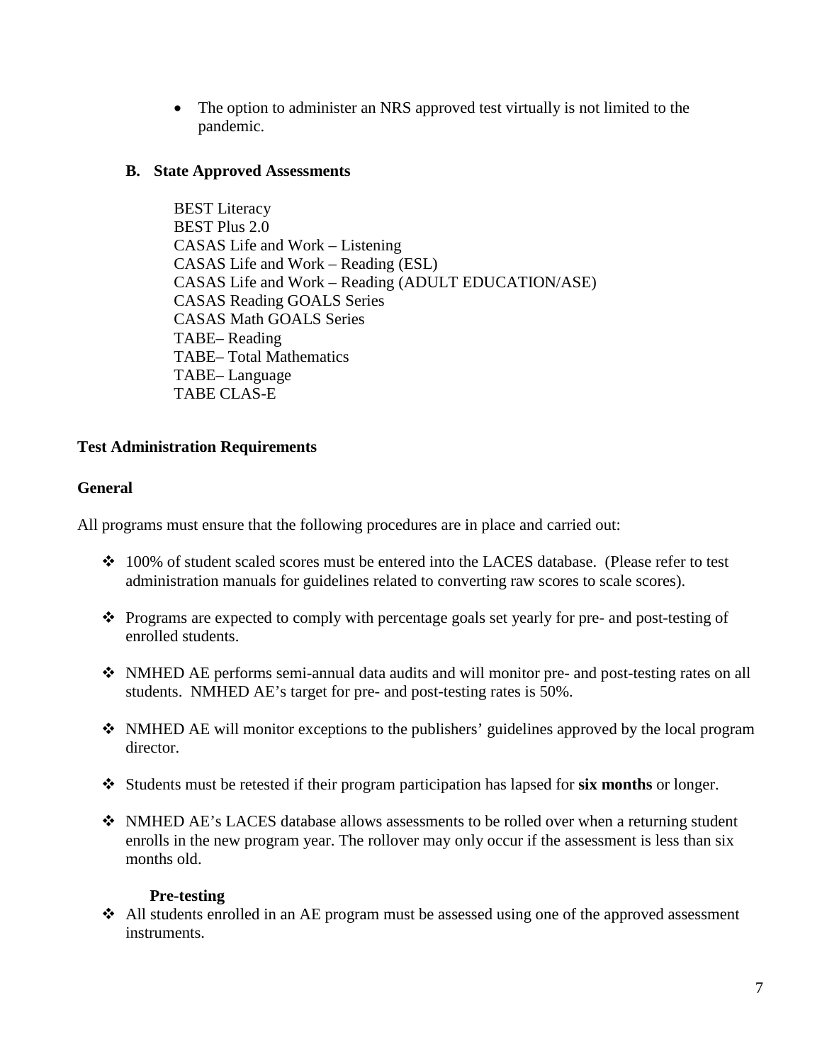- The option to administer an NRS approved test virtually is not limited to the pandemic.

### B. State Approved Assessments

BEST Literacy
BEST Plus 2.0
CASAS Life and Work – Listening
CASAS Life and Work – Reading (ESL)
CASAS Life and Work – Reading (ADULT EDUCATION/ASE)
CASAS Reading GOALS Series
CASAS Math GOALS Series
TABE– Reading
TABE– Total Mathematics
TABE– Language
TABE CLAS-E

## Test Administration Requirements

### General

All programs must ensure that the following procedures are in place and carried out:

- 100% of student scaled scores must be entered into the LACES database. (Please refer to test administration manuals for guidelines related to converting raw scores to scale scores).
- Programs are expected to comply with percentage goals set yearly for pre- and post-testing of enrolled students.
- NMHED AE performs semi-annual data audits and will monitor pre- and post-testing rates on all students. NMHED AE's target for pre- and post-testing rates is 50%.
- NMHED AE will monitor exceptions to the publishers' guidelines approved by the local program director.
- Students must be retested if their program participation has lapsed for **six months** or longer.
- NMHED AE's LACES database allows assessments to be rolled over when a returning student enrolls in the new program year. The rollover may only occur if the assessment is less than six months old.

#### Pre-testing

- All students enrolled in an AE program must be assessed using one of the approved assessment instruments.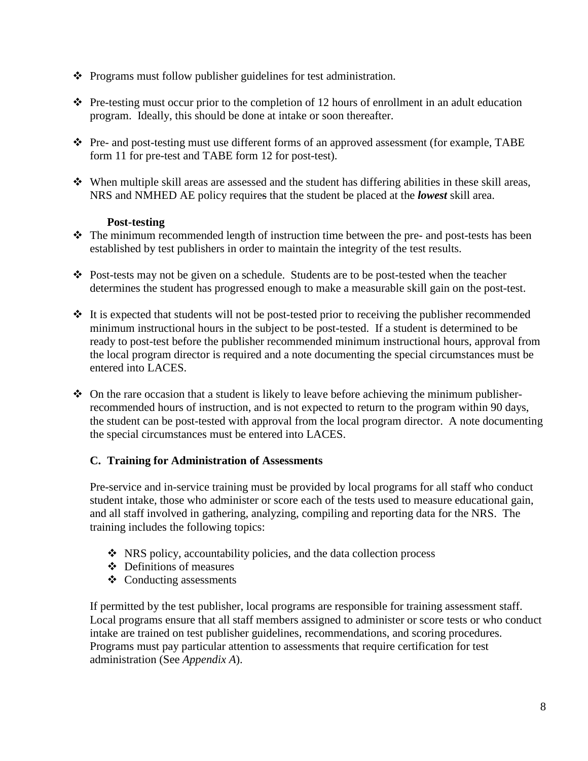- Programs must follow publisher guidelines for test administration.

- Pre-testing must occur prior to the completion of 12 hours of enrollment in an adult education program. Ideally, this should be done at intake or soon thereafter.

- Pre- and post-testing must use different forms of an approved assessment (for example, TABE form 11 for pre-test and TABE form 12 for post-test).

- When multiple skill areas are assessed and the student has differing abilities in these skill areas, NRS and NMHED AE policy requires that the student be placed at the ***lowest*** skill area.

**Post-testing**

- The minimum recommended length of instruction time between the pre- and post-tests has been established by test publishers in order to maintain the integrity of the test results.

- Post-tests may not be given on a schedule. Students are to be post-tested when the teacher determines the student has progressed enough to make a measurable skill gain on the post-test.

- It is expected that students will not be post-tested prior to receiving the publisher recommended minimum instructional hours in the subject to be post-tested. If a student is determined to be ready to post-test before the publisher recommended minimum instructional hours, approval from the local program director is required and a note documenting the special circumstances must be entered into LACES.

- On the rare occasion that a student is likely to leave before achieving the minimum publisher-recommended hours of instruction, and is not expected to return to the program within 90 days, the student can be post-tested with approval from the local program director. A note documenting the special circumstances must be entered into LACES.

### C. Training for Administration of Assessments

Pre-service and in-service training must be provided by local programs for all staff who conduct student intake, those who administer or score each of the tests used to measure educational gain, and all staff involved in gathering, analyzing, compiling and reporting data for the NRS. The training includes the following topics:

- NRS policy, accountability policies, and the data collection process
- Definitions of measures
- Conducting assessments

If permitted by the test publisher, local programs are responsible for training assessment staff. Local programs ensure that all staff members assigned to administer or score tests or who conduct intake are trained on test publisher guidelines, recommendations, and scoring procedures. Programs must pay particular attention to assessments that require certification for test administration (See *Appendix A*).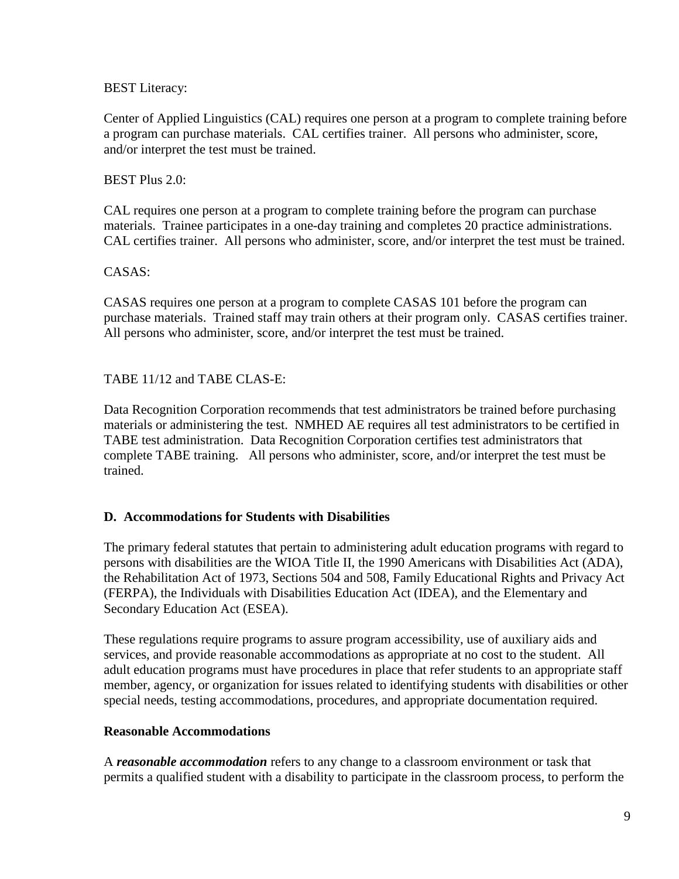BEST Literacy:

Center of Applied Linguistics (CAL) requires one person at a program to complete training before a program can purchase materials. CAL certifies trainer. All persons who administer, score, and/or interpret the test must be trained.

BEST Plus 2.0:

CAL requires one person at a program to complete training before the program can purchase materials. Trainee participates in a one-day training and completes 20 practice administrations. CAL certifies trainer. All persons who administer, score, and/or interpret the test must be trained.

CASAS:

CASAS requires one person at a program to complete CASAS 101 before the program can purchase materials. Trained staff may train others at their program only. CASAS certifies trainer. All persons who administer, score, and/or interpret the test must be trained.

TABE 11/12 and TABE CLAS-E:

Data Recognition Corporation recommends that test administrators be trained before purchasing materials or administering the test. NMHED AE requires all test administrators to be certified in TABE test administration. Data Recognition Corporation certifies test administrators that complete TABE training. All persons who administer, score, and/or interpret the test must be trained.

### D. Accommodations for Students with Disabilities

The primary federal statutes that pertain to administering adult education programs with regard to persons with disabilities are the WIOA Title II, the 1990 Americans with Disabilities Act (ADA), the Rehabilitation Act of 1973, Sections 504 and 508, Family Educational Rights and Privacy Act (FERPA), the Individuals with Disabilities Education Act (IDEA), and the Elementary and Secondary Education Act (ESEA).

These regulations require programs to assure program accessibility, use of auxiliary aids and services, and provide reasonable accommodations as appropriate at no cost to the student. All adult education programs must have procedures in place that refer students to an appropriate staff member, agency, or organization for issues related to identifying students with disabilities or other special needs, testing accommodations, procedures, and appropriate documentation required.

#### Reasonable Accommodations

A ***reasonable accommodation*** refers to any change to a classroom environment or task that permits a qualified student with a disability to participate in the classroom process, to perform the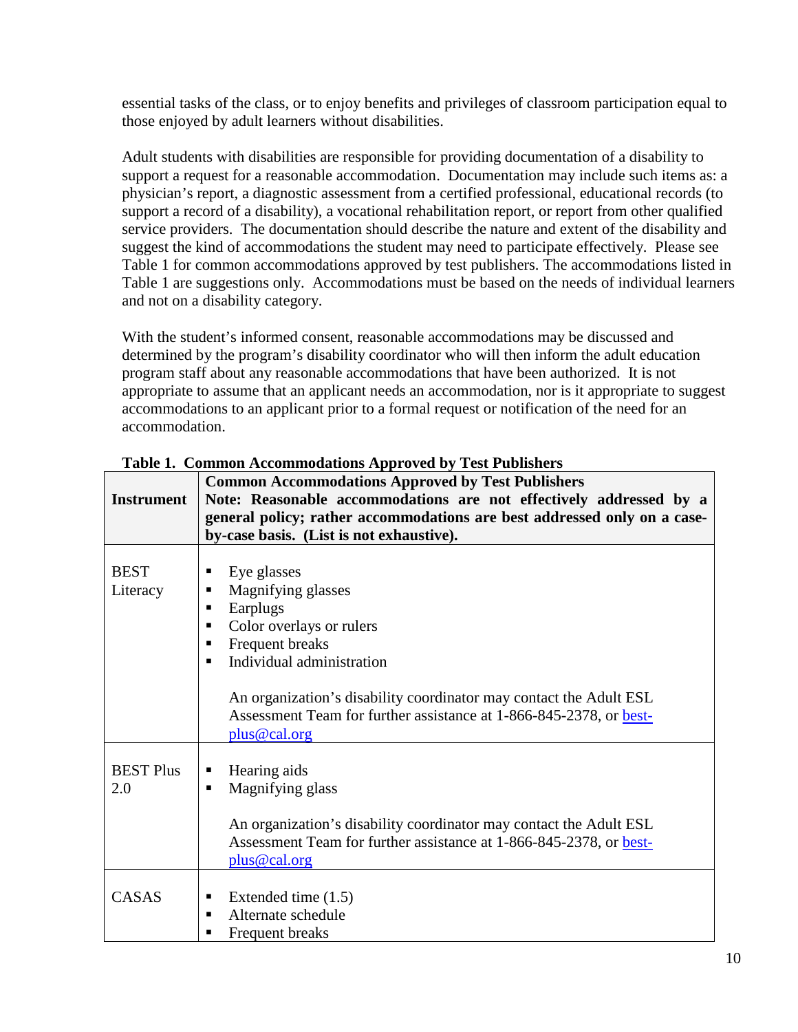essential tasks of the class, or to enjoy benefits and privileges of classroom participation equal to those enjoyed by adult learners without disabilities.

Adult students with disabilities are responsible for providing documentation of a disability to support a request for a reasonable accommodation. Documentation may include such items as: a physician's report, a diagnostic assessment from a certified professional, educational records (to support a record of a disability), a vocational rehabilitation report, or report from other qualified service providers. The documentation should describe the nature and extent of the disability and suggest the kind of accommodations the student may need to participate effectively. Please see Table 1 for common accommodations approved by test publishers. The accommodations listed in Table 1 are suggestions only. Accommodations must be based on the needs of individual learners and not on a disability category.

With the student's informed consent, reasonable accommodations may be discussed and determined by the program's disability coordinator who will then inform the adult education program staff about any reasonable accommodations that have been authorized. It is not appropriate to assume that an applicant needs an accommodation, nor is it appropriate to suggest accommodations to an applicant prior to a formal request or notification of the need for an accommodation.

**Table 1. Common Accommodations Approved by Test Publishers**

| **Instrument** | **Common Accommodations Approved by Test Publishers Note: Reasonable accommodations are not effectively addressed by a general policy; rather accommodations are best addressed only on a case-by-case basis. (List is not exhaustive).** |
|---|---|
| BEST Literacy | ▪ Eye glasses<br>▪ Magnifying glasses<br>▪ Earplugs<br>▪ Color overlays or rulers<br>▪ Frequent breaks<br>▪ Individual administration<br><br>An organization's disability coordinator may contact the Adult ESL Assessment Team for further assistance at 1-866-845-2378, or best-plus@cal.org |
| BEST Plus 2.0 | ▪ Hearing aids<br>▪ Magnifying glass<br><br>An organization's disability coordinator may contact the Adult ESL Assessment Team for further assistance at 1-866-845-2378, or best-plus@cal.org |
| CASAS | ▪ Extended time (1.5)<br>▪ Alternate schedule<br>▪ Frequent breaks |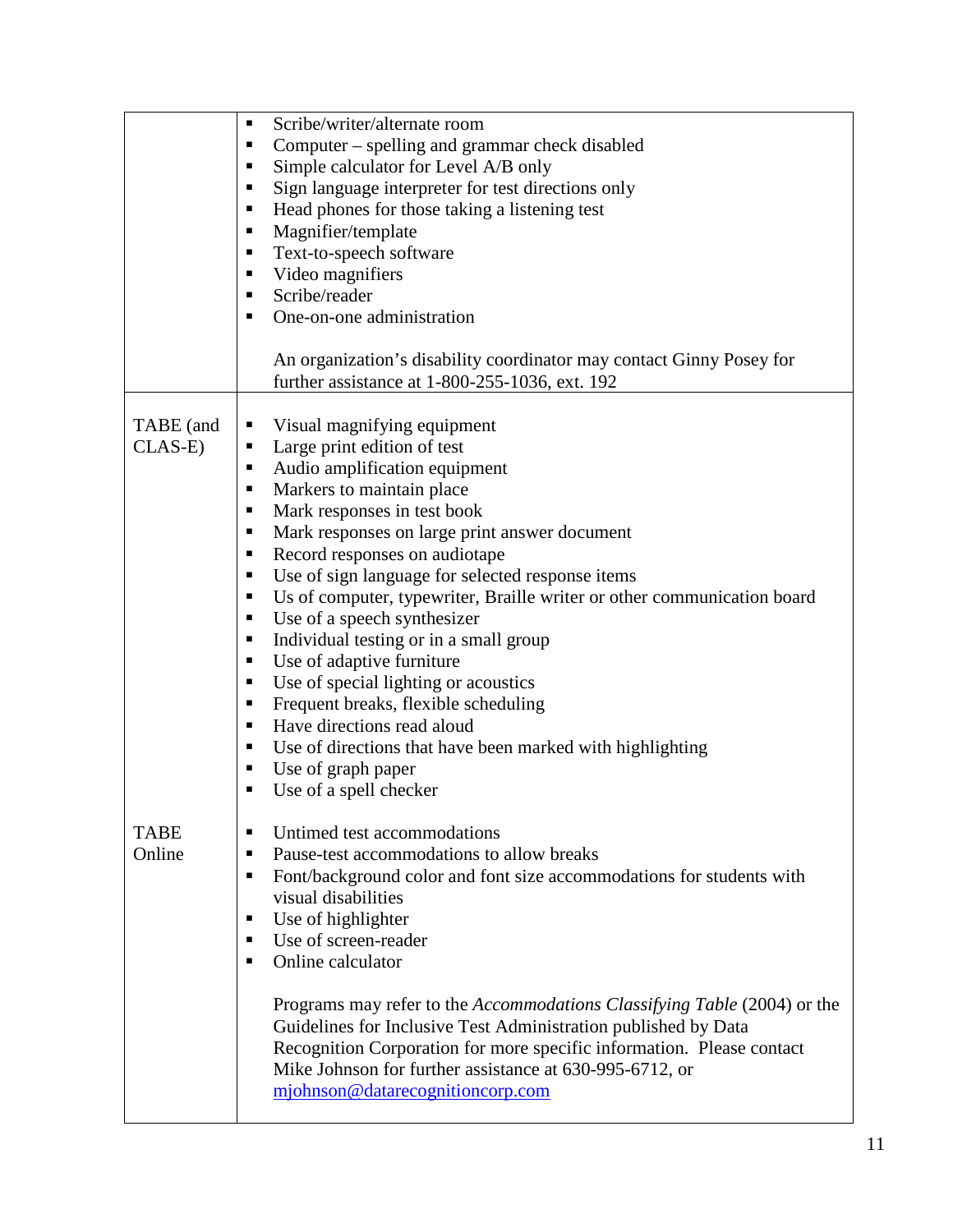| | |
|---|---|
| | ▪ Scribe/writer/alternate room<br>▪ Computer – spelling and grammar check disabled<br>▪ Simple calculator for Level A/B only<br>▪ Sign language interpreter for test directions only<br>▪ Head phones for those taking a listening test<br>▪ Magnifier/template<br>▪ Text-to-speech software<br>▪ Video magnifiers<br>▪ Scribe/reader<br>▪ One-on-one administration<br><br>An organization's disability coordinator may contact Ginny Posey for further assistance at 1-800-255-1036, ext. 192 |
| TABE (and CLAS-E)<br><br><br><br><br><br><br><br><br><br><br><br><br><br><br><br><br><br>TABE Online | ▪ Visual magnifying equipment<br>▪ Large print edition of test<br>▪ Audio amplification equipment<br>▪ Markers to maintain place<br>▪ Mark responses in test book<br>▪ Mark responses on large print answer document<br>▪ Record responses on audiotape<br>▪ Use of sign language for selected response items<br>▪ Us of computer, typewriter, Braille writer or other communication board<br>▪ Use of a speech synthesizer<br>▪ Individual testing or in a small group<br>▪ Use of adaptive furniture<br>▪ Use of special lighting or acoustics<br>▪ Frequent breaks, flexible scheduling<br>▪ Have directions read aloud<br>▪ Use of directions that have been marked with highlighting<br>▪ Use of graph paper<br>▪ Use of a spell checker<br><br>▪ Untimed test accommodations<br>▪ Pause-test accommodations to allow breaks<br>▪ Font/background color and font size accommodations for students with visual disabilities<br>▪ Use of highlighter<br>▪ Use of screen-reader<br>▪ Online calculator<br><br>Programs may refer to the *Accommodations Classifying Table* (2004) or the Guidelines for Inclusive Test Administration published by Data Recognition Corporation for more specific information. Please contact Mike Johnson for further assistance at 630-995-6712, or mjohnson@datarecognitioncorp.com |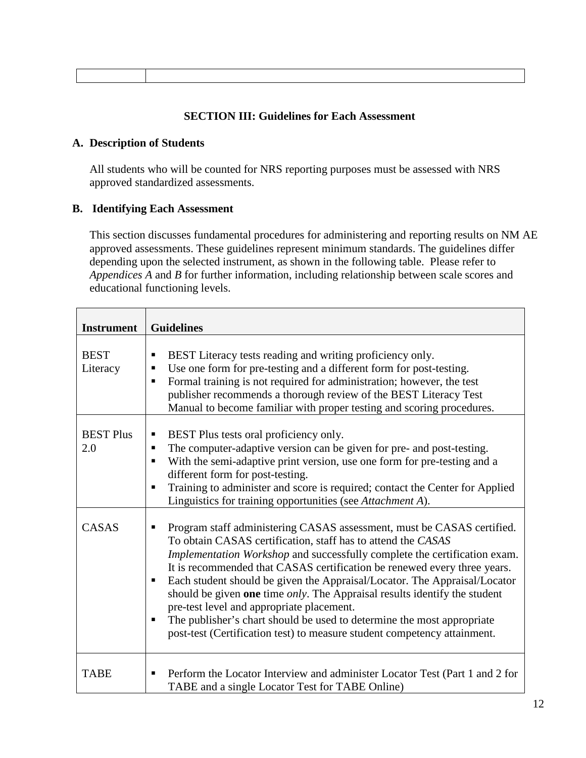| | |
|---|---|

## SECTION III: Guidelines for Each Assessment

### A. Description of Students

All students who will be counted for NRS reporting purposes must be assessed with NRS approved standardized assessments.

### B. Identifying Each Assessment

This section discusses fundamental procedures for administering and reporting results on NM AE approved assessments. These guidelines represent minimum standards. The guidelines differ depending upon the selected instrument, as shown in the following table. Please refer to *Appendices A* and *B* for further information, including relationship between scale scores and educational functioning levels.

| Instrument | Guidelines |
|---|---|
| BEST Literacy | ▪ BEST Literacy tests reading and writing proficiency only.<br>▪ Use one form for pre-testing and a different form for post-testing.<br>▪ Formal training is not required for administration; however, the test publisher recommends a thorough review of the BEST Literacy Test Manual to become familiar with proper testing and scoring procedures. |
| BEST Plus 2.0 | ▪ BEST Plus tests oral proficiency only.<br>▪ The computer-adaptive version can be given for pre- and post-testing.<br>▪ With the semi-adaptive print version, use one form for pre-testing and a different form for post-testing.<br>▪ Training to administer and score is required; contact the Center for Applied Linguistics for training opportunities (see *Attachment A*). |
| CASAS | ▪ Program staff administering CASAS assessment, must be CASAS certified. To obtain CASAS certification, staff has to attend the *CASAS Implementation Workshop* and successfully complete the certification exam. It is recommended that CASAS certification be renewed every three years.<br>▪ Each student should be given the Appraisal/Locator. The Appraisal/Locator should be given **one** time *only*. The Appraisal results identify the student pre-test level and appropriate placement.<br>▪ The publisher's chart should be used to determine the most appropriate post-test (Certification test) to measure student competency attainment. |
| TABE | ▪ Perform the Locator Interview and administer Locator Test (Part 1 and 2 for TABE and a single Locator Test for TABE Online) |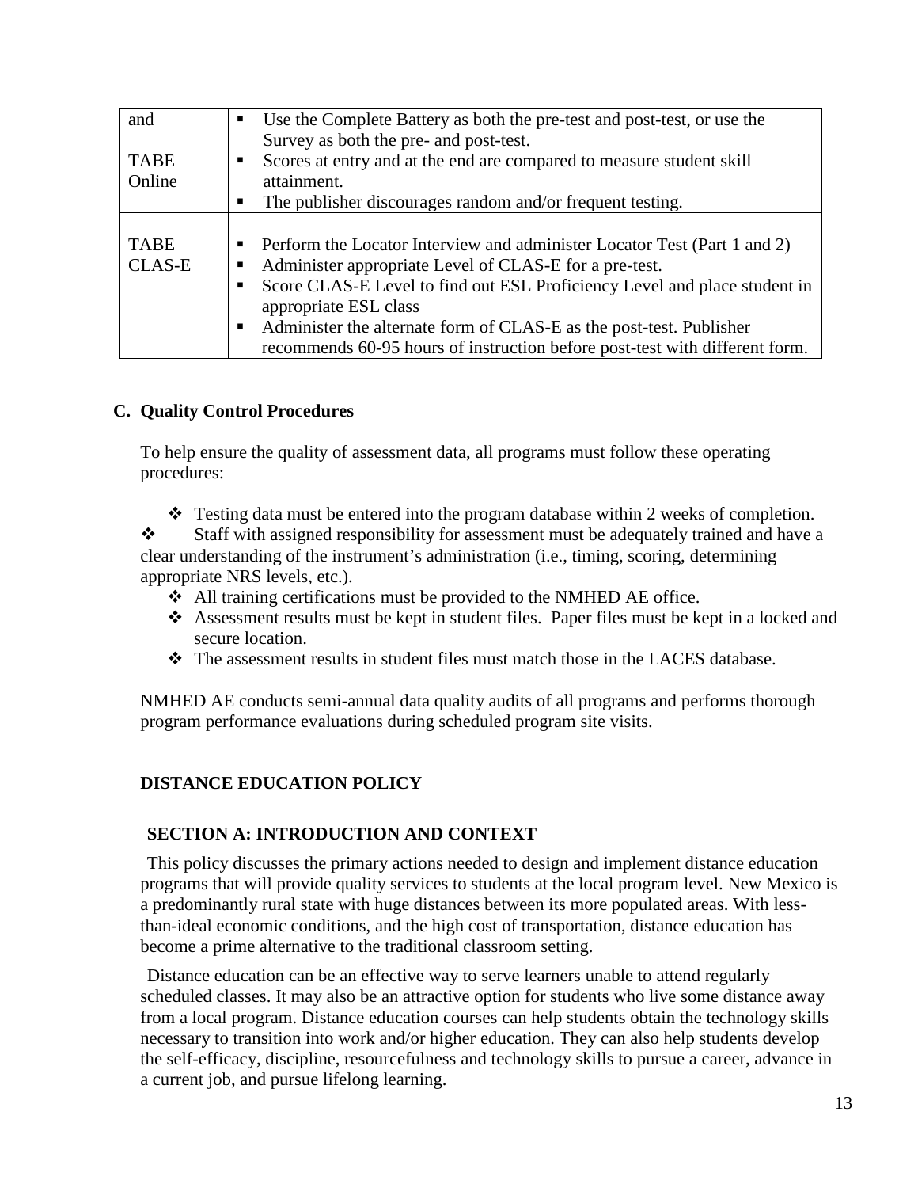| | |
|---|---|
| and<br><br>TABE Online | ▪ Use the Complete Battery as both the pre-test and post-test, or use the Survey as both the pre- and post-test.<br>▪ Scores at entry and at the end are compared to measure student skill attainment.<br>▪ The publisher discourages random and/or frequent testing. |
| TABE CLAS-E | ▪ Perform the Locator Interview and administer Locator Test (Part 1 and 2)<br>▪ Administer appropriate Level of CLAS-E for a pre-test.<br>▪ Score CLAS-E Level to find out ESL Proficiency Level and place student in appropriate ESL class<br>▪ Administer the alternate form of CLAS-E as the post-test. Publisher recommends 60-95 hours of instruction before post-test with different form. |

## C. Quality Control Procedures

To help ensure the quality of assessment data, all programs must follow these operating procedures:

- Testing data must be entered into the program database within 2 weeks of completion.
- Staff with assigned responsibility for assessment must be adequately trained and have a clear understanding of the instrument's administration (i.e., timing, scoring, determining appropriate NRS levels, etc.).
- All training certifications must be provided to the NMHED AE office.
- Assessment results must be kept in student files. Paper files must be kept in a locked and secure location.
- The assessment results in student files must match those in the LACES database.

NMHED AE conducts semi-annual data quality audits of all programs and performs thorough program performance evaluations during scheduled program site visits.

# DISTANCE EDUCATION POLICY

## SECTION A: INTRODUCTION AND CONTEXT

This policy discusses the primary actions needed to design and implement distance education programs that will provide quality services to students at the local program level. New Mexico is a predominantly rural state with huge distances between its more populated areas. With less-than-ideal economic conditions, and the high cost of transportation, distance education has become a prime alternative to the traditional classroom setting.

Distance education can be an effective way to serve learners unable to attend regularly scheduled classes. It may also be an attractive option for students who live some distance away from a local program. Distance education courses can help students obtain the technology skills necessary to transition into work and/or higher education. They can also help students develop the self-efficacy, discipline, resourcefulness and technology skills to pursue a career, advance in a current job, and pursue lifelong learning.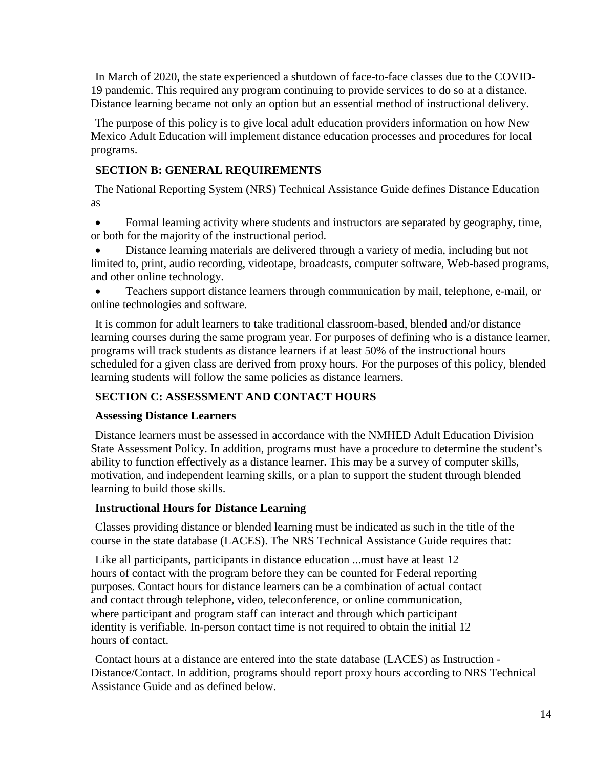In March of 2020, the state experienced a shutdown of face-to-face classes due to the COVID-19 pandemic. This required any program continuing to provide services to do so at a distance. Distance learning became not only an option but an essential method of instructional delivery.

The purpose of this policy is to give local adult education providers information on how New Mexico Adult Education will implement distance education processes and procedures for local programs.

## SECTION B: GENERAL REQUIREMENTS

The National Reporting System (NRS) Technical Assistance Guide defines Distance Education as

- Formal learning activity where students and instructors are separated by geography, time, or both for the majority of the instructional period.
- Distance learning materials are delivered through a variety of media, including but not limited to, print, audio recording, videotape, broadcasts, computer software, Web-based programs, and other online technology.
- Teachers support distance learners through communication by mail, telephone, e-mail, or online technologies and software.

It is common for adult learners to take traditional classroom-based, blended and/or distance learning courses during the same program year. For purposes of defining who is a distance learner, programs will track students as distance learners if at least 50% of the instructional hours scheduled for a given class are derived from proxy hours. For the purposes of this policy, blended learning students will follow the same policies as distance learners.

## SECTION C: ASSESSMENT AND CONTACT HOURS

### Assessing Distance Learners

Distance learners must be assessed in accordance with the NMHED Adult Education Division State Assessment Policy. In addition, programs must have a procedure to determine the student's ability to function effectively as a distance learner. This may be a survey of computer skills, motivation, and independent learning skills, or a plan to support the student through blended learning to build those skills.

### Instructional Hours for Distance Learning

Classes providing distance or blended learning must be indicated as such in the title of the course in the state database (LACES). The NRS Technical Assistance Guide requires that:

> Like all participants, participants in distance education ...must have at least 12 hours of contact with the program before they can be counted for Federal reporting purposes. Contact hours for distance learners can be a combination of actual contact and contact through telephone, video, teleconference, or online communication, where participant and program staff can interact and through which participant identity is verifiable. In-person contact time is not required to obtain the initial 12 hours of contact.

Contact hours at a distance are entered into the state database (LACES) as Instruction - Distance/Contact. In addition, programs should report proxy hours according to NRS Technical Assistance Guide and as defined below.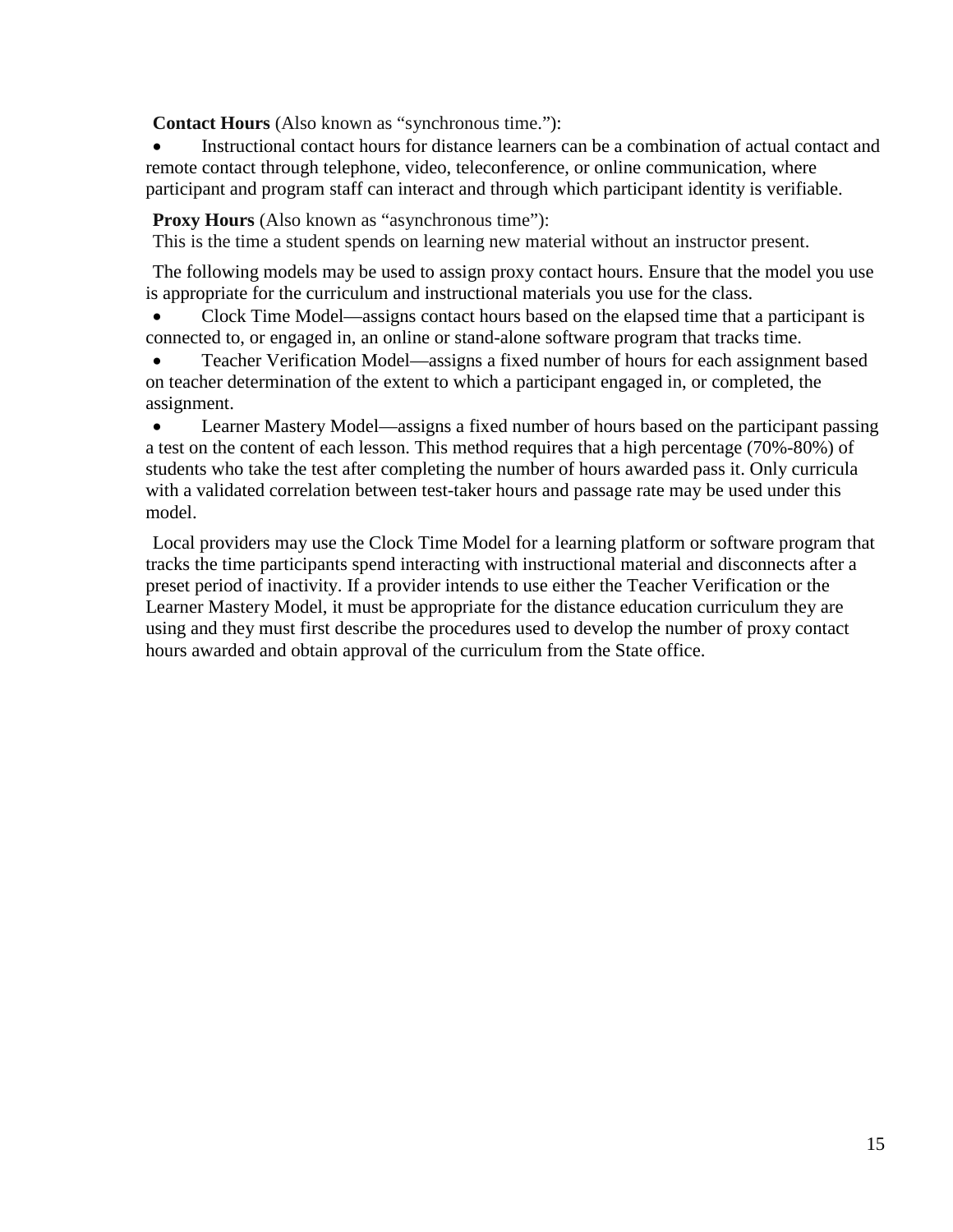**Contact Hours** (Also known as "synchronous time."):

- Instructional contact hours for distance learners can be a combination of actual contact and remote contact through telephone, video, teleconference, or online communication, where participant and program staff can interact and through which participant identity is verifiable.

**Proxy Hours** (Also known as "asynchronous time"):

This is the time a student spends on learning new material without an instructor present.

The following models may be used to assign proxy contact hours. Ensure that the model you use is appropriate for the curriculum and instructional materials you use for the class.

- Clock Time Model—assigns contact hours based on the elapsed time that a participant is connected to, or engaged in, an online or stand-alone software program that tracks time.
- Teacher Verification Model—assigns a fixed number of hours for each assignment based on teacher determination of the extent to which a participant engaged in, or completed, the assignment.
- Learner Mastery Model—assigns a fixed number of hours based on the participant passing a test on the content of each lesson. This method requires that a high percentage (70%-80%) of students who take the test after completing the number of hours awarded pass it. Only curricula with a validated correlation between test-taker hours and passage rate may be used under this model.

Local providers may use the Clock Time Model for a learning platform or software program that tracks the time participants spend interacting with instructional material and disconnects after a preset period of inactivity. If a provider intends to use either the Teacher Verification or the Learner Mastery Model, it must be appropriate for the distance education curriculum they are using and they must first describe the procedures used to develop the number of proxy contact hours awarded and obtain approval of the curriculum from the State office.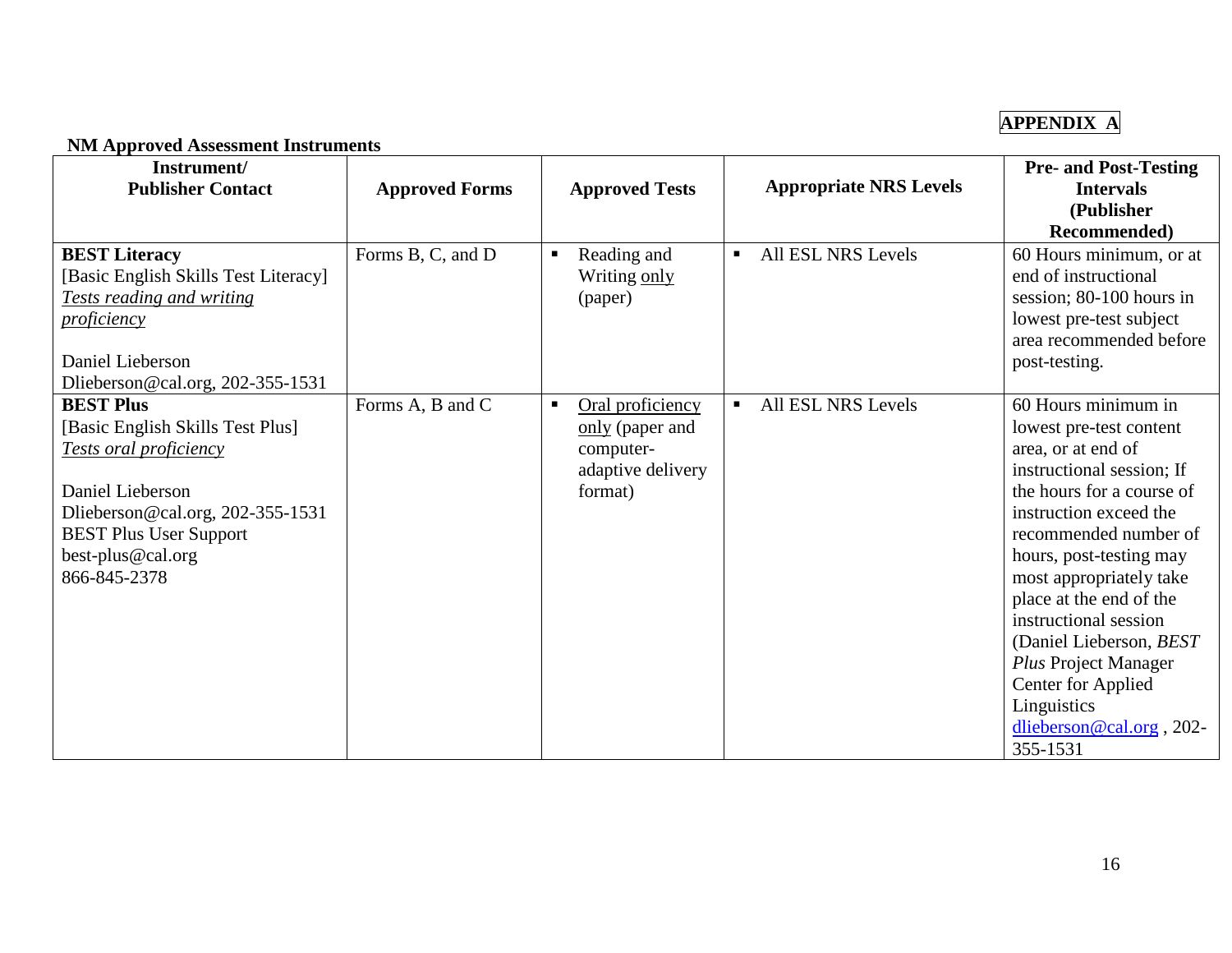**APPENDIX A**

**NM Approved Assessment Instruments**

| Instrument/ Publisher Contact | Approved Forms | Approved Tests | Appropriate NRS Levels | Pre- and Post-Testing Intervals (Publisher Recommended) |
|---|---|---|---|---|
| **BEST Literacy**<br>[Basic English Skills Test Literacy]<br>*Tests reading and writing proficiency*<br><br>Daniel Lieberson<br>Dlieberson@cal.org, 202-355-1531 | Forms B, C, and D | ▪ Reading and Writing only (paper) | ▪ All ESL NRS Levels | 60 Hours minimum, or at end of instructional session; 80-100 hours in lowest pre-test subject area recommended before post-testing. |
| **BEST Plus**<br>[Basic English Skills Test Plus]<br>*Tests oral proficiency*<br><br>Daniel Lieberson<br>Dlieberson@cal.org, 202-355-1531<br>BEST Plus User Support<br>best-plus@cal.org<br>866-845-2378 | Forms A, B and C | ▪ Oral proficiency only (paper and computer-adaptive delivery format) | ▪ All ESL NRS Levels | 60 Hours minimum in lowest pre-test content area, or at end of instructional session; If the hours for a course of instruction exceed the recommended number of hours, post-testing may most appropriately take place at the end of the instructional session (Daniel Lieberson, *BEST Plus* Project Manager Center for Applied Linguistics dlieberson@cal.org , 202-355-1531 |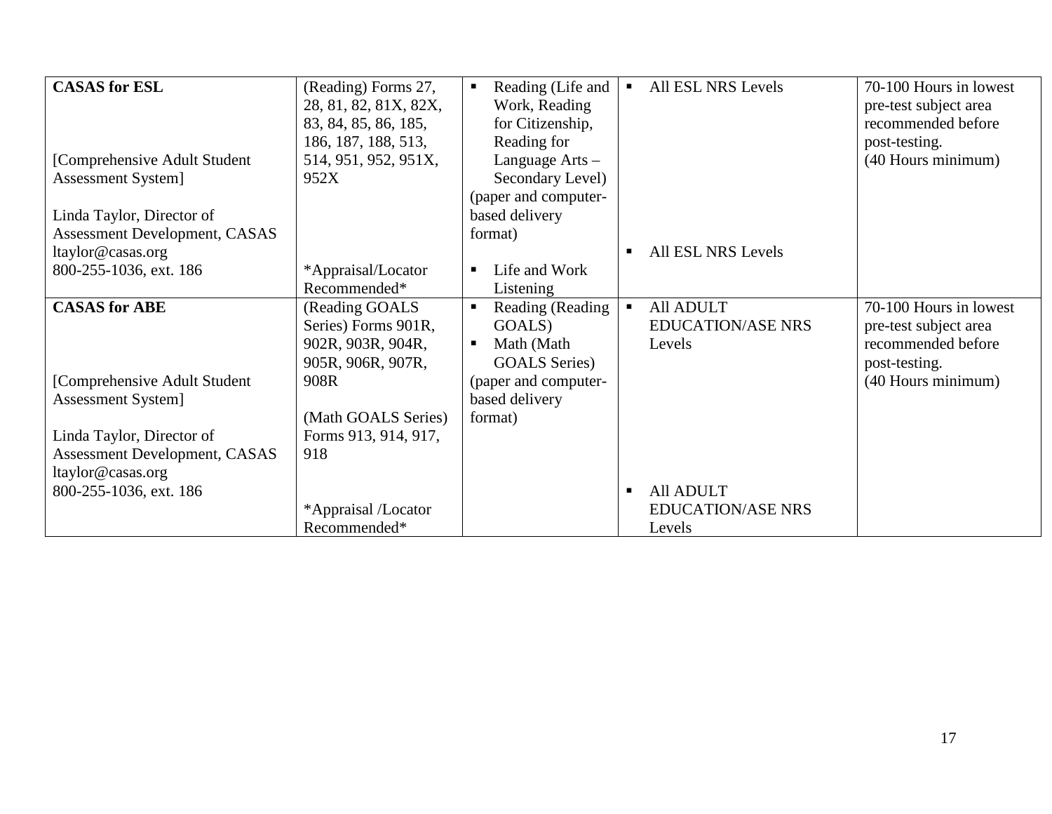| | | | | |
|---|---|---|---|---|
| **CASAS for ESL**<br><br>[Comprehensive Adult Student Assessment System]<br><br>Linda Taylor, Director of Assessment Development, CASAS<br>ltaylor@casas.org<br>800-255-1036, ext. 186 | (Reading) Forms 27, 28, 81, 82, 81X, 82X, 83, 84, 85, 86, 185, 186, 187, 188, 513, 514, 951, 952, 951X, 952X<br><br>*Appraisal/Locator Recommended* | ▪ Reading (Life and Work, Reading for Citizenship, Reading for Language Arts – Secondary Level)<br>(paper and computer-based delivery format)<br><br>▪ Life and Work Listening | ▪ All ESL NRS Levels<br><br>▪ All ESL NRS Levels | 70-100 Hours in lowest pre-test subject area recommended before post-testing.<br>(40 Hours minimum) |
| **CASAS for ABE**<br><br>[Comprehensive Adult Student Assessment System]<br><br>Linda Taylor, Director of Assessment Development, CASAS<br>ltaylor@casas.org<br>800-255-1036, ext. 186 | (Reading GOALS Series) Forms 901R, 902R, 903R, 904R, 905R, 906R, 907R, 908R<br><br>(Math GOALS Series) Forms 913, 914, 917, 918<br><br>*Appraisal /Locator Recommended* | ▪ Reading (Reading GOALS)<br>▪ Math (Math GOALS Series)<br>(paper and computer-based delivery format) | ▪ All ADULT EDUCATION/ASE NRS Levels<br><br>▪ All ADULT EDUCATION/ASE NRS Levels | 70-100 Hours in lowest pre-test subject area recommended before post-testing.<br>(40 Hours minimum) |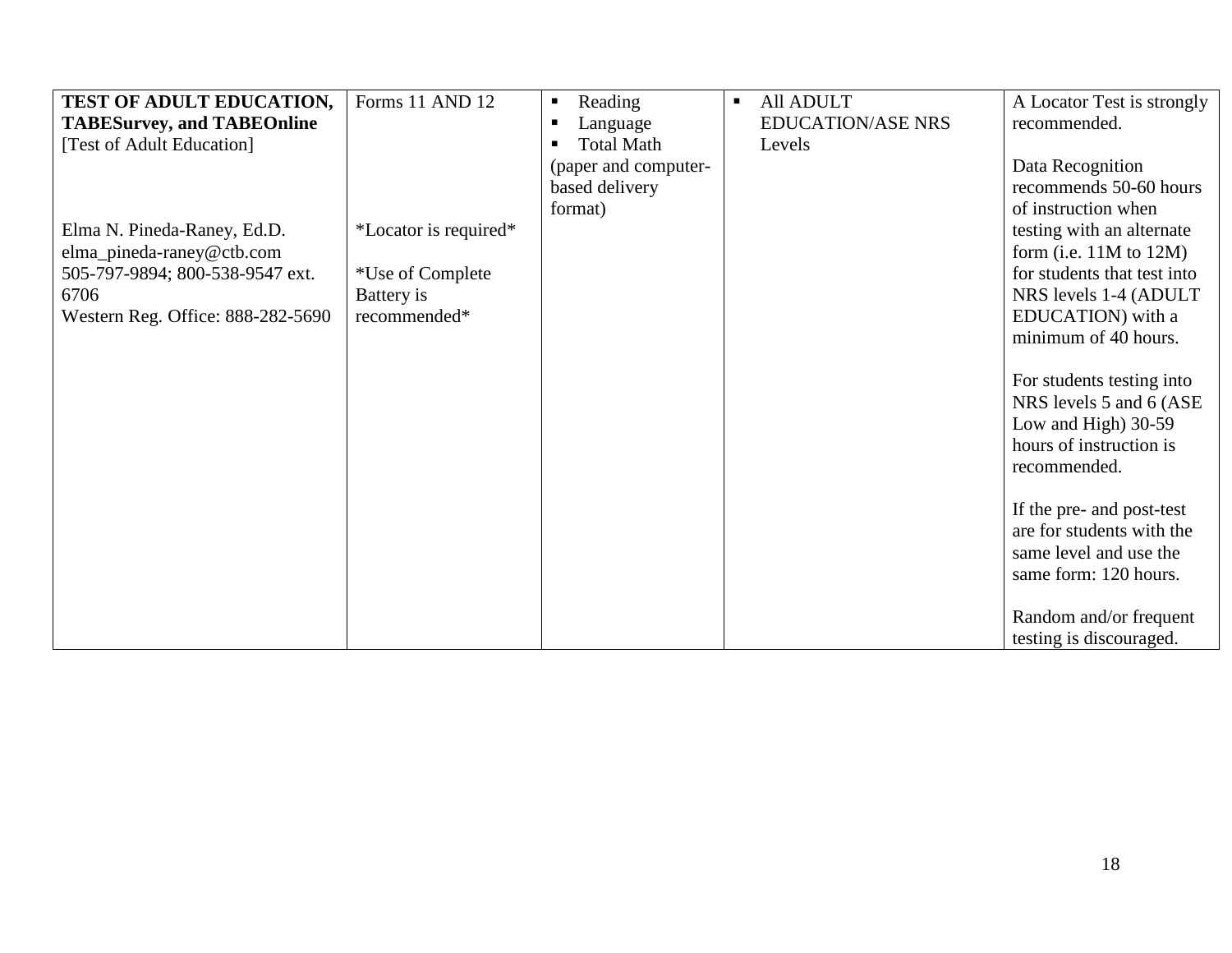| **TEST OF ADULT EDUCATION, TABESurvey, and TABEOnline** [Test of Adult Education]<br><br>Elma N. Pineda-Raney, Ed.D.<br>elma_pineda-raney@ctb.com<br>505-797-9894; 800-538-9547 ext. 6706<br>Western Reg. Office: 888-282-5690 | Forms 11 AND 12<br><br>*Locator is required*<br><br>*Use of Complete Battery is recommended* | ▪ Reading<br>▪ Language<br>▪ Total Math<br>(paper and computer-based delivery format) | ▪ All ADULT EDUCATION/ASE NRS Levels | A Locator Test is strongly recommended.<br><br>Data Recognition recommends 50-60 hours of instruction when testing with an alternate form (i.e. 11M to 12M) for students that test into NRS levels 1-4 (ADULT EDUCATION) with a minimum of 40 hours.<br><br>For students testing into NRS levels 5 and 6 (ASE Low and High) 30-59 hours of instruction is recommended.<br><br>If the pre- and post-test are for students with the same level and use the same form: 120 hours.<br><br>Random and/or frequent testing is discouraged. |
|---|---|---|---|---|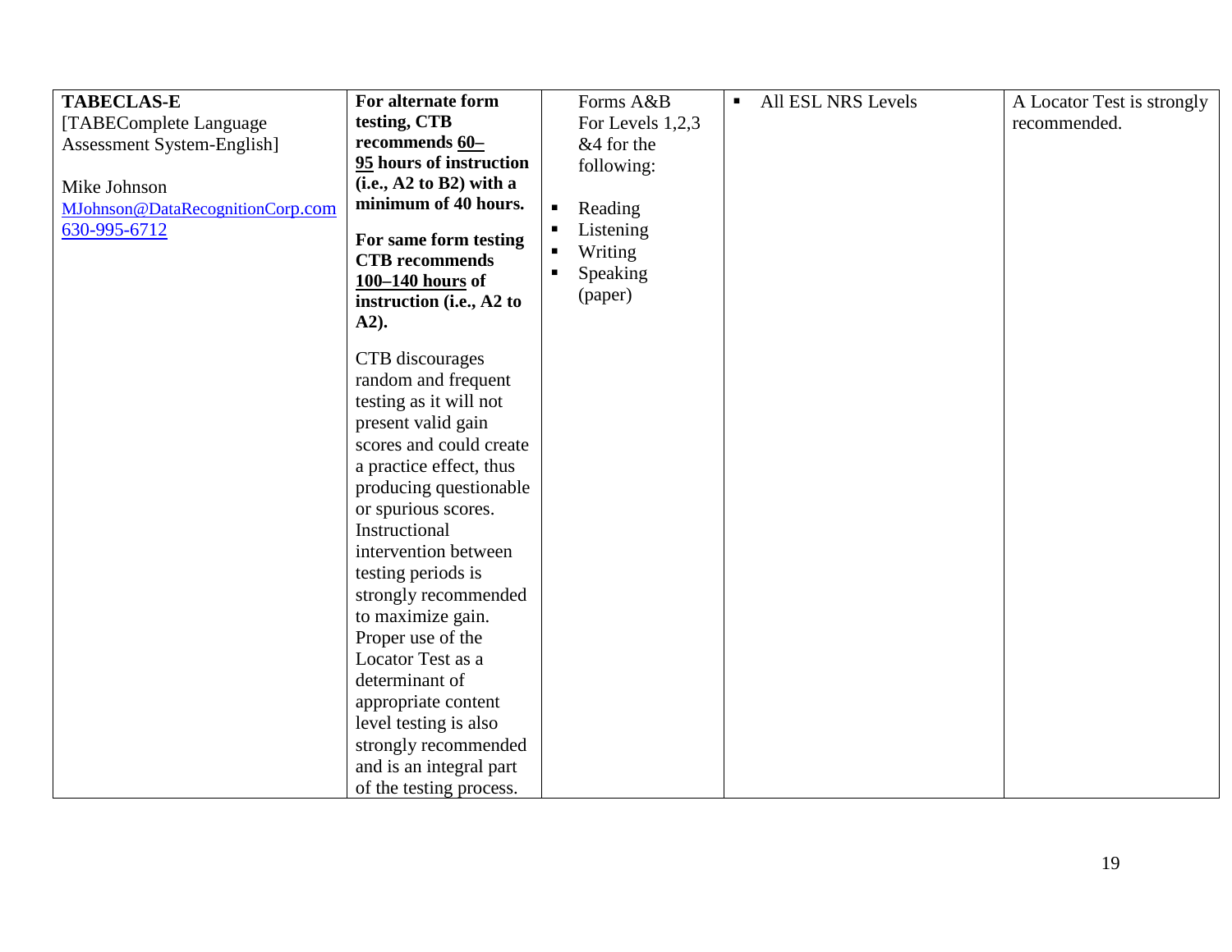| | | | | |
|---|---|---|---|---|
| **TABECLAS-E** [TABEComplete Language Assessment System-English]<br><br>Mike Johnson<br>MJohnson@DataRecognitionCorp.com<br>630-995-6712 | **For alternate form testing, CTB recommends <u>60–95</u> hours of instruction (i.e., A2 to B2) with a minimum of 40 hours.**<br><br>**For same form testing CTB recommends <u>100–140 hours</u> of instruction (i.e., A2 to A2).**<br><br>CTB discourages random and frequent testing as it will not present valid gain scores and could create a practice effect, thus producing questionable or spurious scores. Instructional intervention between testing periods is strongly recommended to maximize gain. Proper use of the Locator Test as a determinant of appropriate content level testing is also strongly recommended and is an integral part of the testing process. | Forms A&B For Levels 1,2,3 &4 for the following:<br><br>▪ Reading<br>▪ Listening<br>▪ Writing<br>▪ Speaking (paper) | ▪ All ESL NRS Levels | A Locator Test is strongly recommended. |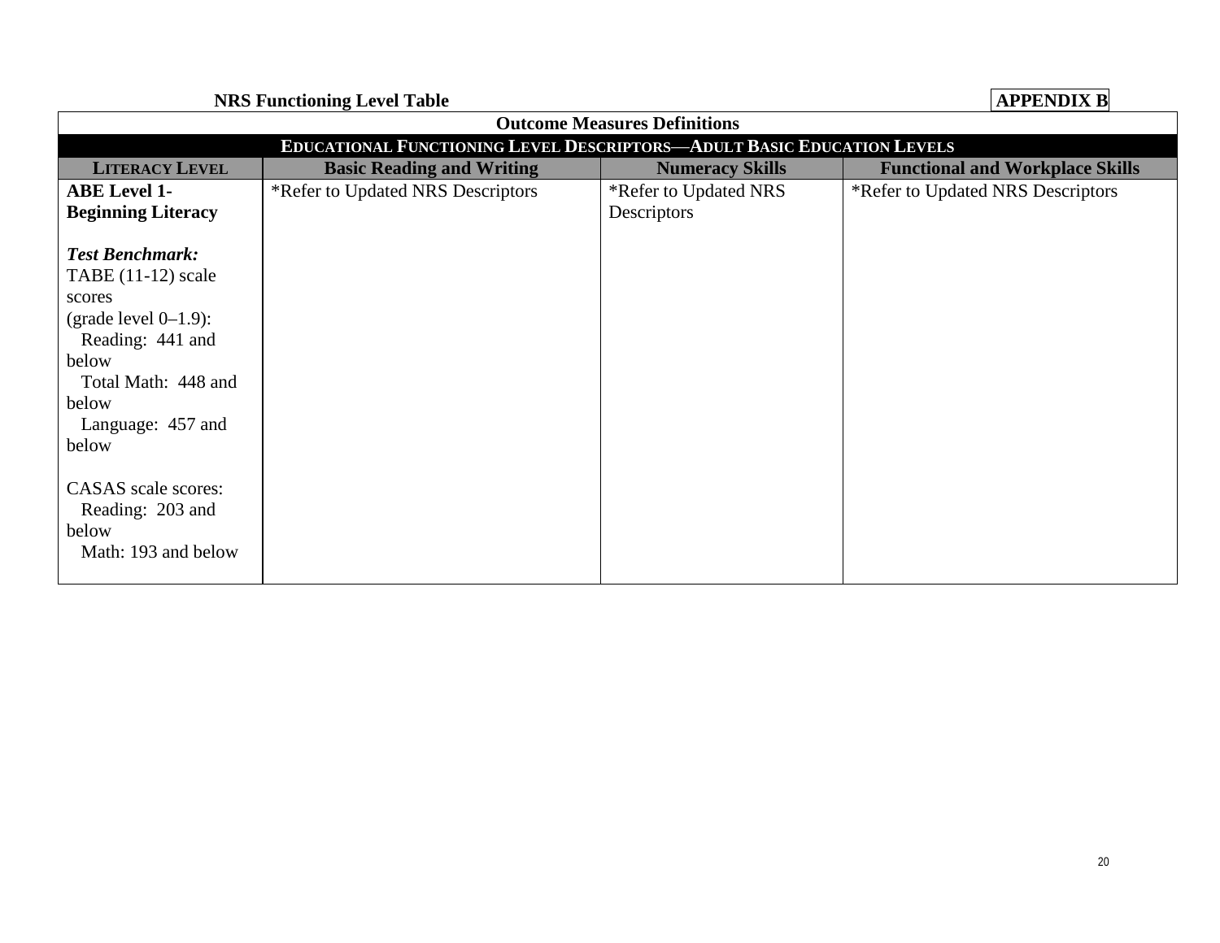**NRS Functioning Level Table** **APPENDIX B**

| Outcome Measures Definitions | | | |
|---|---|---|---|
| **EDUCATIONAL FUNCTIONING LEVEL DESCRIPTORS—ADULT BASIC EDUCATION LEVELS** | | | |
| **LITERACY LEVEL** | **Basic Reading and Writing** | **Numeracy Skills** | **Functional and Workplace Skills** |
| **ABE Level 1-Beginning Literacy**<br><br>***Test Benchmark:***<br>TABE (11-12) scale scores<br>(grade level 0–1.9):<br>Reading: 441 and below<br>Total Math: 448 and below<br>Language: 457 and below<br><br>CASAS scale scores:<br>Reading: 203 and below<br>Math: 193 and below | *Refer to Updated NRS Descriptors | *Refer to Updated NRS Descriptors | *Refer to Updated NRS Descriptors |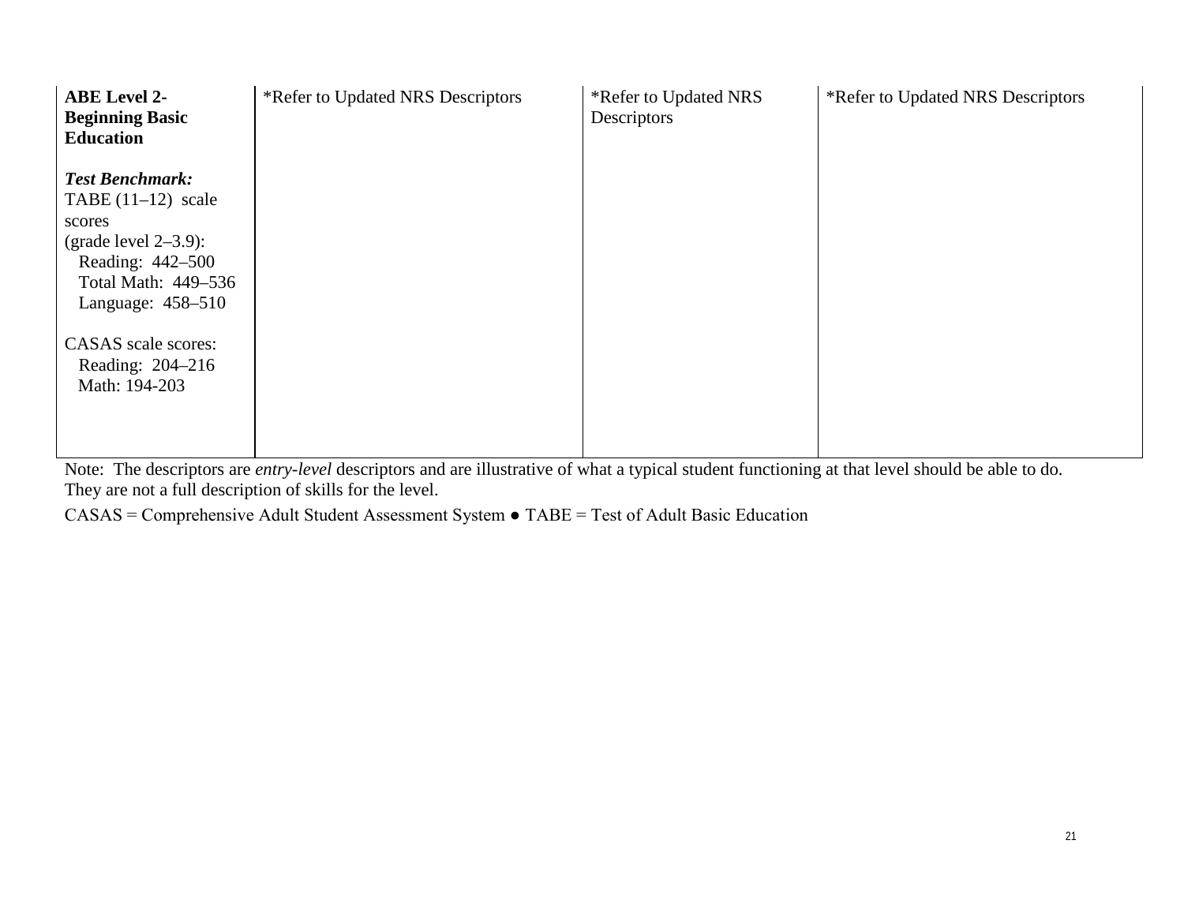| **ABE Level 2- Beginning Basic Education**<br><br>***Test Benchmark:***<br>TABE (11–12) scale scores<br>(grade level 2–3.9):<br>Reading: 442–500<br>Total Math: 449–536<br>Language: 458–510<br><br>CASAS scale scores:<br>Reading: 204–216<br>Math: 194-203 | *Refer to Updated NRS Descriptors | *Refer to Updated NRS Descriptors | *Refer to Updated NRS Descriptors |
|---|---|---|---|

Note: The descriptors are *entry-level* descriptors and are illustrative of what a typical student functioning at that level should be able to do. They are not a full description of skills for the level.

CASAS = Comprehensive Adult Student Assessment System ● TABE = Test of Adult Basic Education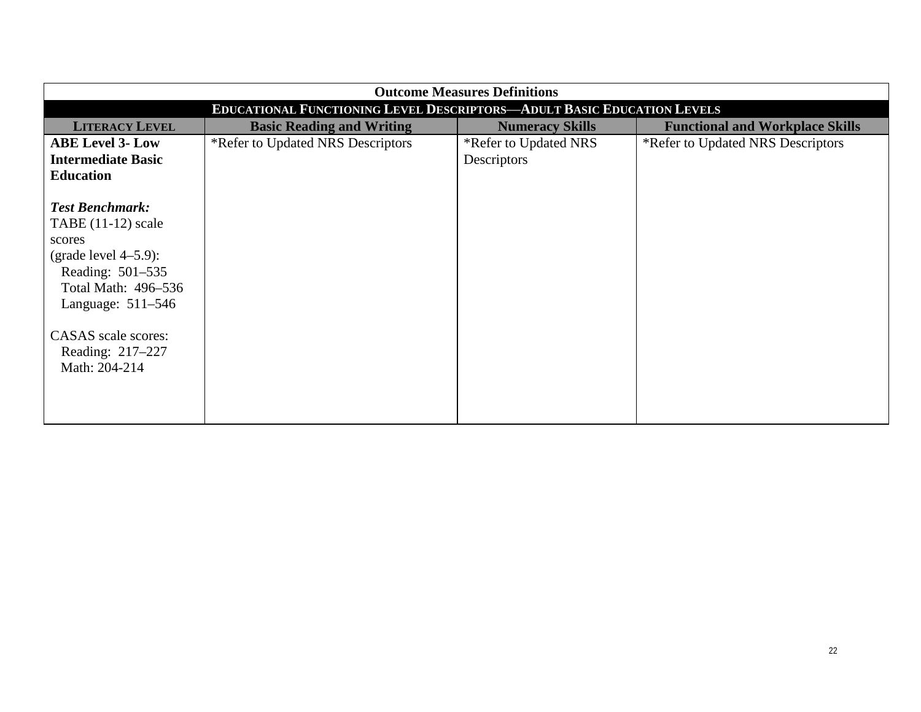| Outcome Measures Definitions | | | |
|---|---|---|---|
| **EDUCATIONAL FUNCTIONING LEVEL DESCRIPTORS—ADULT BASIC EDUCATION LEVELS** | | | |
| **LITERACY LEVEL** | **Basic Reading and Writing** | **Numeracy Skills** | **Functional and Workplace Skills** |
| **ABE Level 3- Low Intermediate Basic Education**<br><br>***Test Benchmark:***<br>TABE (11-12) scale scores<br>(grade level 4–5.9):<br>Reading: 501–535<br>Total Math: 496–536<br>Language: 511–546<br><br>CASAS scale scores:<br>Reading: 217–227<br>Math: 204-214 | *Refer to Updated NRS Descriptors | *Refer to Updated NRS Descriptors | *Refer to Updated NRS Descriptors |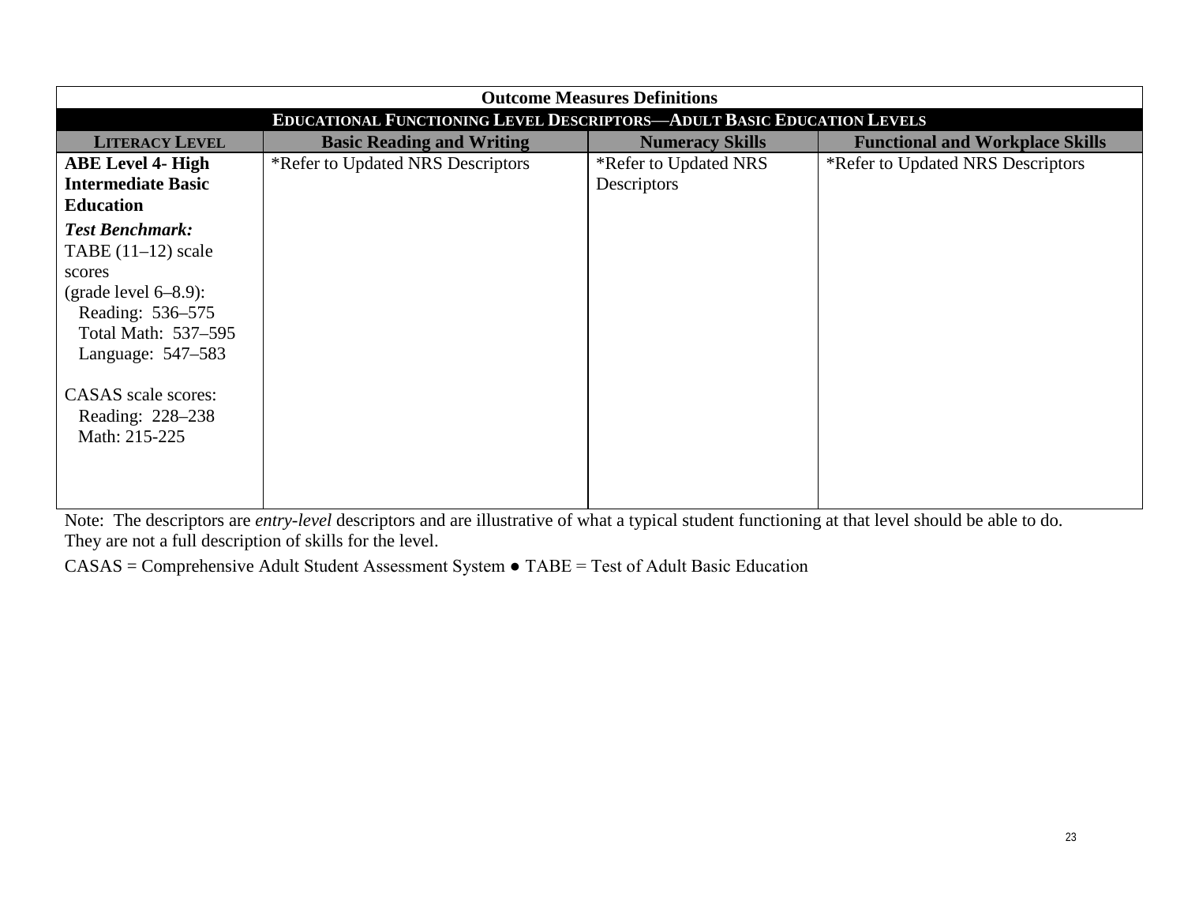| Outcome Measures Definitions | | | |
|---|---|---|---|
| **EDUCATIONAL FUNCTIONING LEVEL DESCRIPTORS—ADULT BASIC EDUCATION LEVELS** | | | |
| **LITERACY LEVEL** | **Basic Reading and Writing** | **Numeracy Skills** | **Functional and Workplace Skills** |
| **ABE Level 4- High Intermediate Basic Education**<br><br>***Test Benchmark:***<br>TABE (11–12) scale scores<br>(grade level 6–8.9):<br>Reading: 536–575<br>Total Math: 537–595<br>Language: 547–583<br><br>CASAS scale scores:<br>Reading: 228–238<br>Math: 215-225 | *Refer to Updated NRS Descriptors | *Refer to Updated NRS Descriptors | *Refer to Updated NRS Descriptors |

Note: The descriptors are *entry-level* descriptors and are illustrative of what a typical student functioning at that level should be able to do. They are not a full description of skills for the level.

CASAS = Comprehensive Adult Student Assessment System ● TABE = Test of Adult Basic Education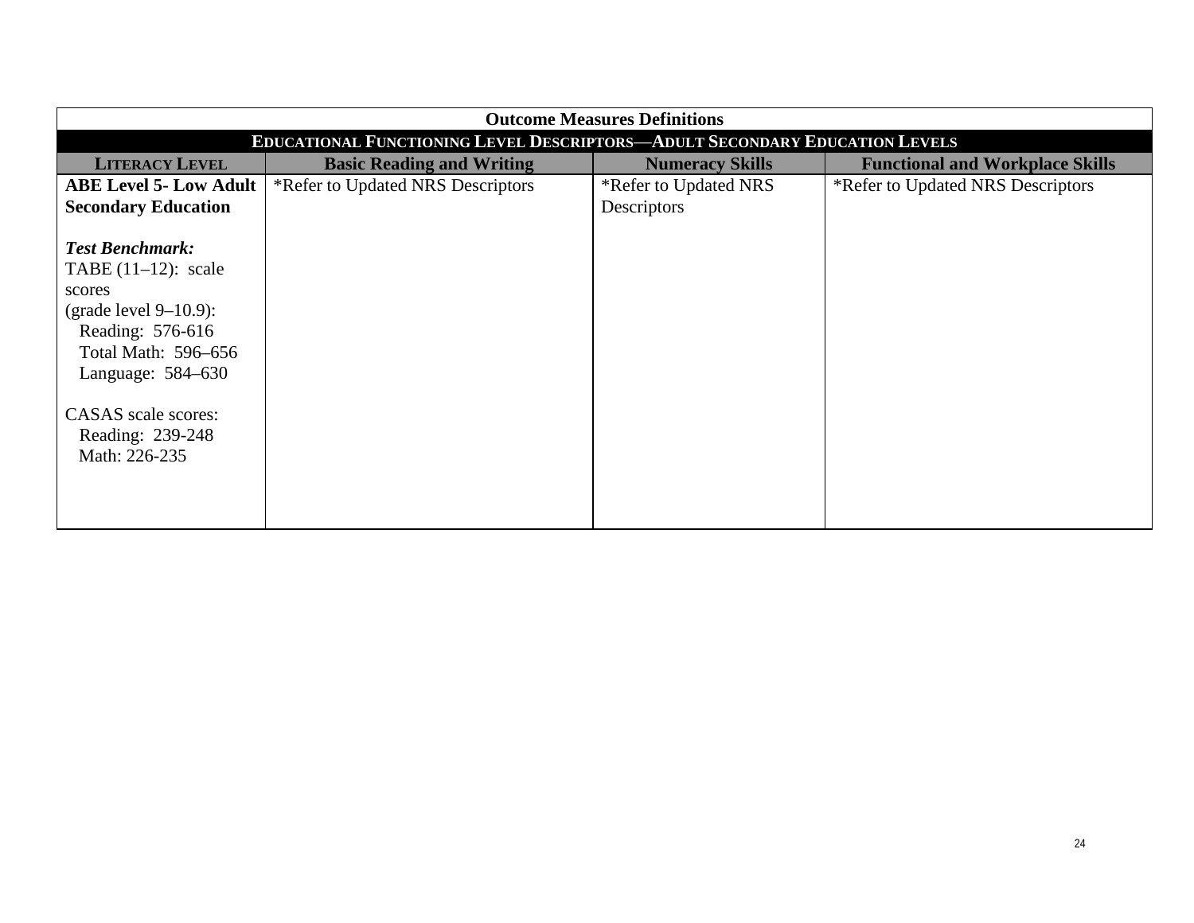| Outcome Measures Definitions | | | |
|---|---|---|---|
| **EDUCATIONAL FUNCTIONING LEVEL DESCRIPTORS—ADULT SECONDARY EDUCATION LEVELS** | | | |
| **LITERACY LEVEL** | **Basic Reading and Writing** | **Numeracy Skills** | **Functional and Workplace Skills** |
| **ABE Level 5- Low Adult Secondary Education**<br><br>***Test Benchmark:***<br>TABE (11–12): scale scores<br>(grade level 9–10.9):<br>Reading: 576-616<br>Total Math: 596–656<br>Language: 584–630<br><br>CASAS scale scores:<br>Reading: 239-248<br>Math: 226-235 | *Refer to Updated NRS Descriptors | *Refer to Updated NRS Descriptors | *Refer to Updated NRS Descriptors |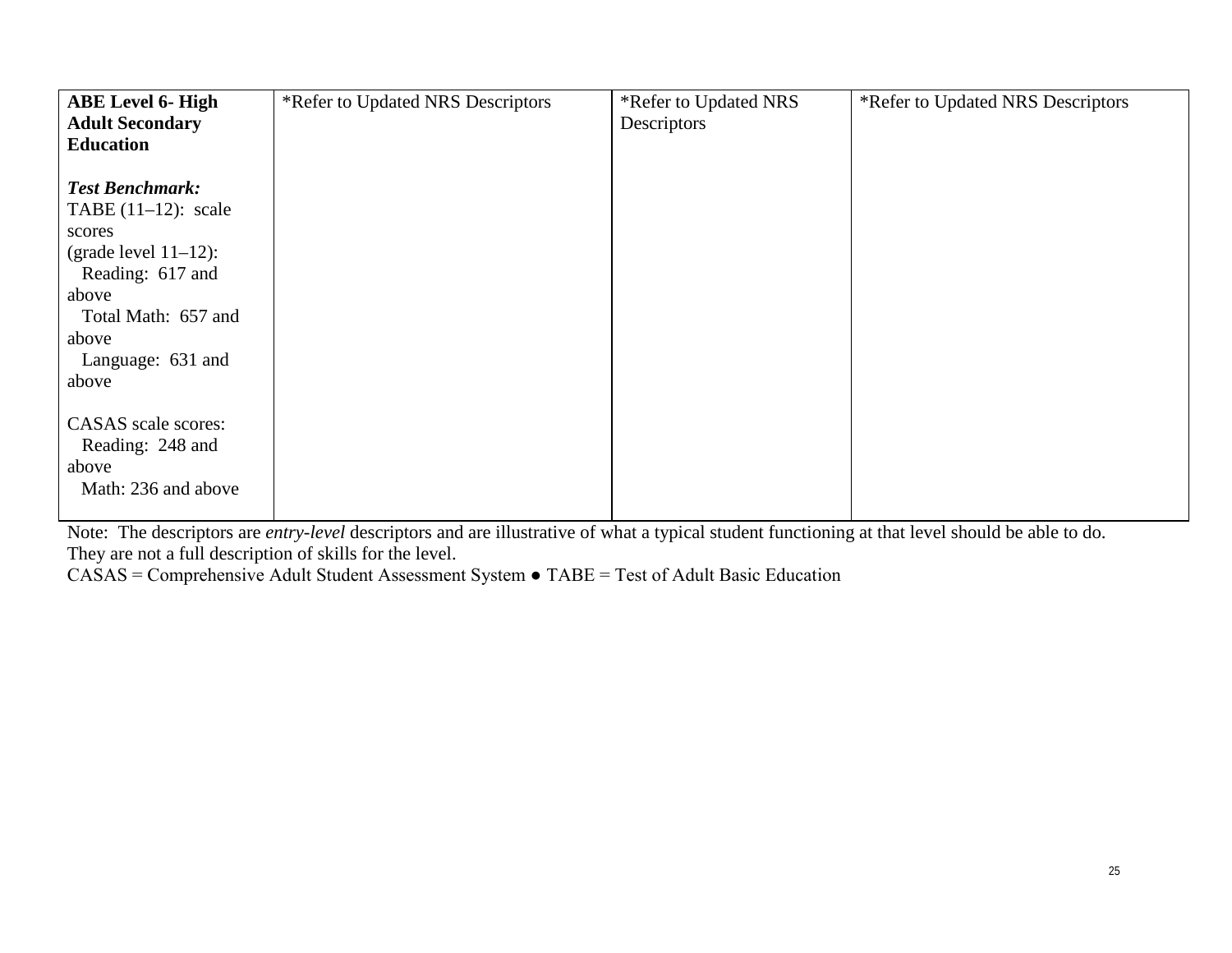| **ABE Level 6- High Adult Secondary Education**<br><br>***Test Benchmark:***<br>TABE (11–12): scale scores<br>(grade level 11–12):<br>Reading: 617 and above<br>Total Math: 657 and above<br>Language: 631 and above<br><br>CASAS scale scores:<br>Reading: 248 and above<br>Math: 236 and above | *Refer to Updated NRS Descriptors | *Refer to Updated NRS Descriptors | *Refer to Updated NRS Descriptors |
|---|---|---|---|

Note: The descriptors are *entry-level* descriptors and are illustrative of what a typical student functioning at that level should be able to do. They are not a full description of skills for the level.

CASAS = Comprehensive Adult Student Assessment System ● TABE = Test of Adult Basic Education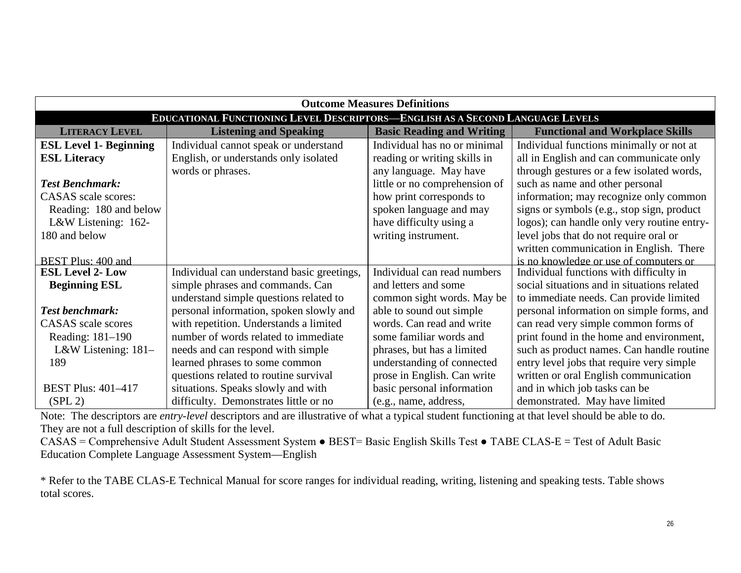| Outcome Measures Definitions | | | |
|---|---|---|---|
| **EDUCATIONAL FUNCTIONING LEVEL DESCRIPTORS—ENGLISH AS A SECOND LANGUAGE LEVELS** | | | |
| **LITERACY LEVEL** | **Listening and Speaking** | **Basic Reading and Writing** | **Functional and Workplace Skills** |
| **ESL Level 1- Beginning ESL Literacy**<br><br>***Test Benchmark:***<br>CASAS scale scores:<br>Reading: 180 and below<br>L&W Listening: 162-180 and below<br><br>BEST Plus: 400 and | Individual cannot speak or understand English, or understands only isolated words or phrases. | Individual has no or minimal reading or writing skills in any language. May have little or no comprehension of how print corresponds to spoken language and may have difficulty using a writing instrument. | Individual functions minimally or not at all in English and can communicate only through gestures or a few isolated words, such as name and other personal information; may recognize only common signs or symbols (e.g., stop sign, product logos); can handle only very routine entry-level jobs that do not require oral or written communication in English. There is no knowledge or use of computers or |
| **ESL Level 2- Low Beginning ESL**<br><br>***Test benchmark:***<br>CASAS scale scores<br>Reading: 181–190<br>L&W Listening: 181–189<br><br>BEST Plus: 401–417 (SPL 2) | Individual can understand basic greetings, simple phrases and commands. Can understand simple questions related to personal information, spoken slowly and with repetition. Understands a limited number of words related to immediate needs and can respond with simple learned phrases to some common questions related to routine survival situations. Speaks slowly and with difficulty. Demonstrates little or no | Individual can read numbers and letters and some common sight words. May be able to sound out simple words. Can read and write some familiar words and phrases, but has a limited understanding of connected prose in English. Can write basic personal information (e.g., name, address, | Individual functions with difficulty in social situations and in situations related to immediate needs. Can provide limited personal information on simple forms, and can read very simple common forms of print found in the home and environment, such as product names. Can handle routine entry level jobs that require very simple written or oral English communication and in which job tasks can be demonstrated. May have limited |

Note: The descriptors are *entry-level* descriptors and are illustrative of what a typical student functioning at that level should be able to do. They are not a full description of skills for the level.

CASAS = Comprehensive Adult Student Assessment System ● BEST= Basic English Skills Test ● TABE CLAS-E = Test of Adult Basic Education Complete Language Assessment System—English

* Refer to the TABE CLAS-E Technical Manual for score ranges for individual reading, writing, listening and speaking tests. Table shows total scores.